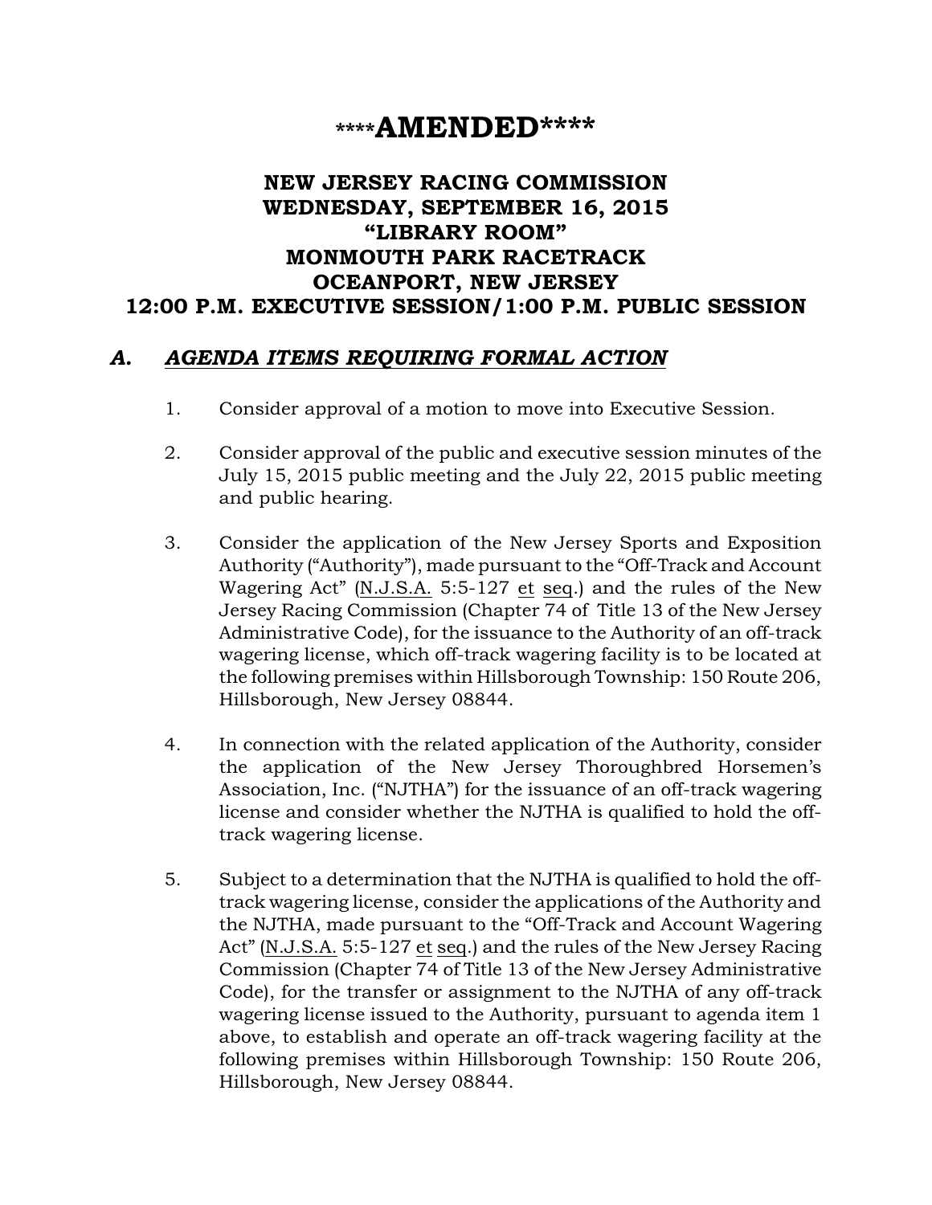# \*\*\*\*AMENDED\*\*\*\*

## NEW JERSEY RACING COMMISSION
## WEDNESDAY, SEPTEMBER 16, 2015
## "LIBRARY ROOM"
## MONMOUTH PARK RACETRACK
## OCEANPORT, NEW JERSEY
## 12:00 P.M. EXECUTIVE SESSION/1:00 P.M. PUBLIC SESSION

### *A. AGENDA ITEMS REQUIRING FORMAL ACTION*

1. Consider approval of a motion to move into Executive Session.

2. Consider approval of the public and executive session minutes of the July 15, 2015 public meeting and the July 22, 2015 public meeting and public hearing.

3. Consider the application of the New Jersey Sports and Exposition Authority ("Authority"), made pursuant to the "Off-Track and Account Wagering Act" (N.J.S.A. 5:5-127 et seq.) and the rules of the New Jersey Racing Commission (Chapter 74 of Title 13 of the New Jersey Administrative Code), for the issuance to the Authority of an off-track wagering license, which off-track wagering facility is to be located at the following premises within Hillsborough Township: 150 Route 206, Hillsborough, New Jersey 08844.

4. In connection with the related application of the Authority, consider the application of the New Jersey Thoroughbred Horsemen's Association, Inc. ("NJTHA") for the issuance of an off-track wagering license and consider whether the NJTHA is qualified to hold the off-track wagering license.

5. Subject to a determination that the NJTHA is qualified to hold the off-track wagering license, consider the applications of the Authority and the NJTHA, made pursuant to the "Off-Track and Account Wagering Act" (N.J.S.A. 5:5-127 et seq.) and the rules of the New Jersey Racing Commission (Chapter 74 of Title 13 of the New Jersey Administrative Code), for the transfer or assignment to the NJTHA of any off-track wagering license issued to the Authority, pursuant to agenda item 1 above, to establish and operate an off-track wagering facility at the following premises within Hillsborough Township: 150 Route 206, Hillsborough, New Jersey 08844.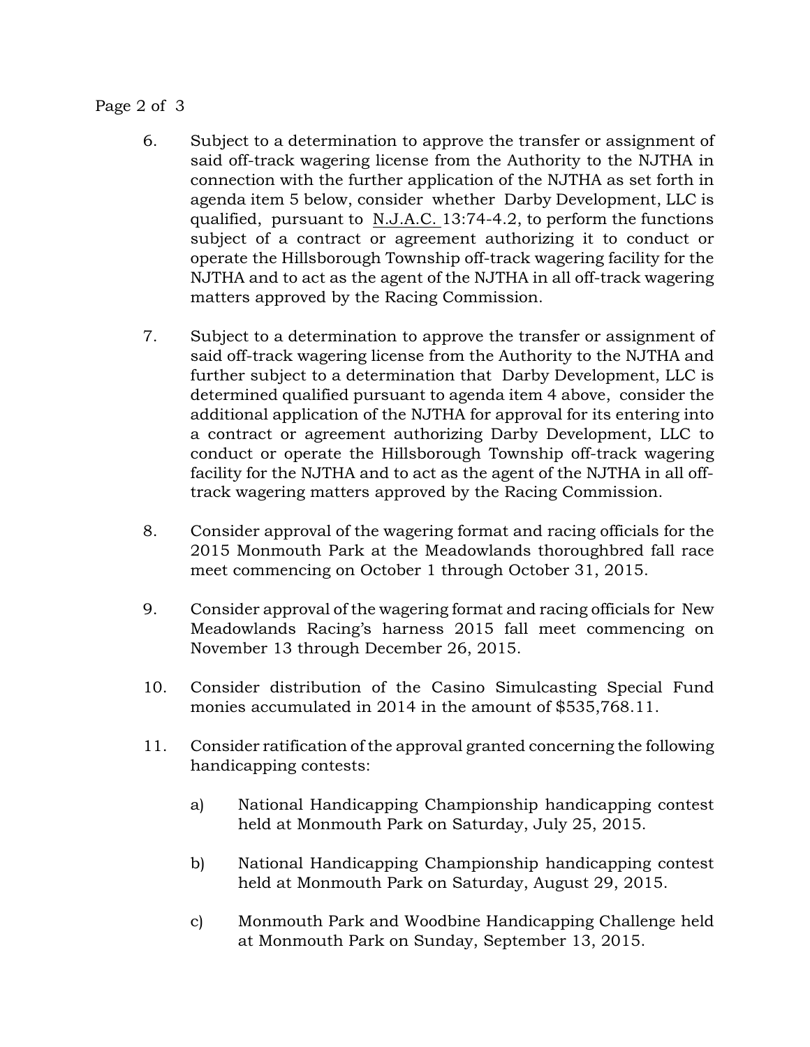6. Subject to a determination to approve the transfer or assignment of said off-track wagering license from the Authority to the NJTHA in connection with the further application of the NJTHA as set forth in agenda item 5 below, consider whether Darby Development, LLC is qualified, pursuant to N.J.A.C. 13:74-4.2, to perform the functions subject of a contract or agreement authorizing it to conduct or operate the Hillsborough Township off-track wagering facility for the NJTHA and to act as the agent of the NJTHA in all off-track wagering matters approved by the Racing Commission.

7. Subject to a determination to approve the transfer or assignment of said off-track wagering license from the Authority to the NJTHA and further subject to a determination that Darby Development, LLC is determined qualified pursuant to agenda item 4 above, consider the additional application of the NJTHA for approval for its entering into a contract or agreement authorizing Darby Development, LLC to conduct or operate the Hillsborough Township off-track wagering facility for the NJTHA and to act as the agent of the NJTHA in all off-track wagering matters approved by the Racing Commission.

8. Consider approval of the wagering format and racing officials for the 2015 Monmouth Park at the Meadowlands thoroughbred fall race meet commencing on October 1 through October 31, 2015.

9. Consider approval of the wagering format and racing officials for New Meadowlands Racing's harness 2015 fall meet commencing on November 13 through December 26, 2015.

10. Consider distribution of the Casino Simulcasting Special Fund monies accumulated in 2014 in the amount of $535,768.11.

11. Consider ratification of the approval granted concerning the following handicapping contests:

    a) National Handicapping Championship handicapping contest held at Monmouth Park on Saturday, July 25, 2015.

    b) National Handicapping Championship handicapping contest held at Monmouth Park on Saturday, August 29, 2015.

    c) Monmouth Park and Woodbine Handicapping Challenge held at Monmouth Park on Sunday, September 13, 2015.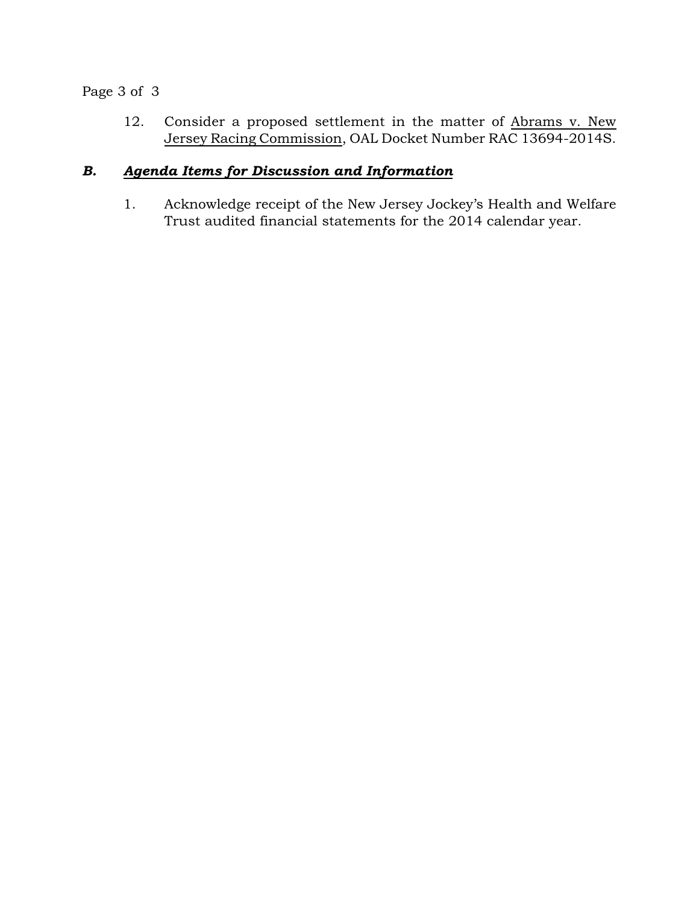12. Consider a proposed settlement in the matter of Abrams v. New Jersey Racing Commission, OAL Docket Number RAC 13694-2014S.

### *B. Agenda Items for Discussion and Information*

1. Acknowledge receipt of the New Jersey Jockey's Health and Welfare Trust audited financial statements for the 2014 calendar year.